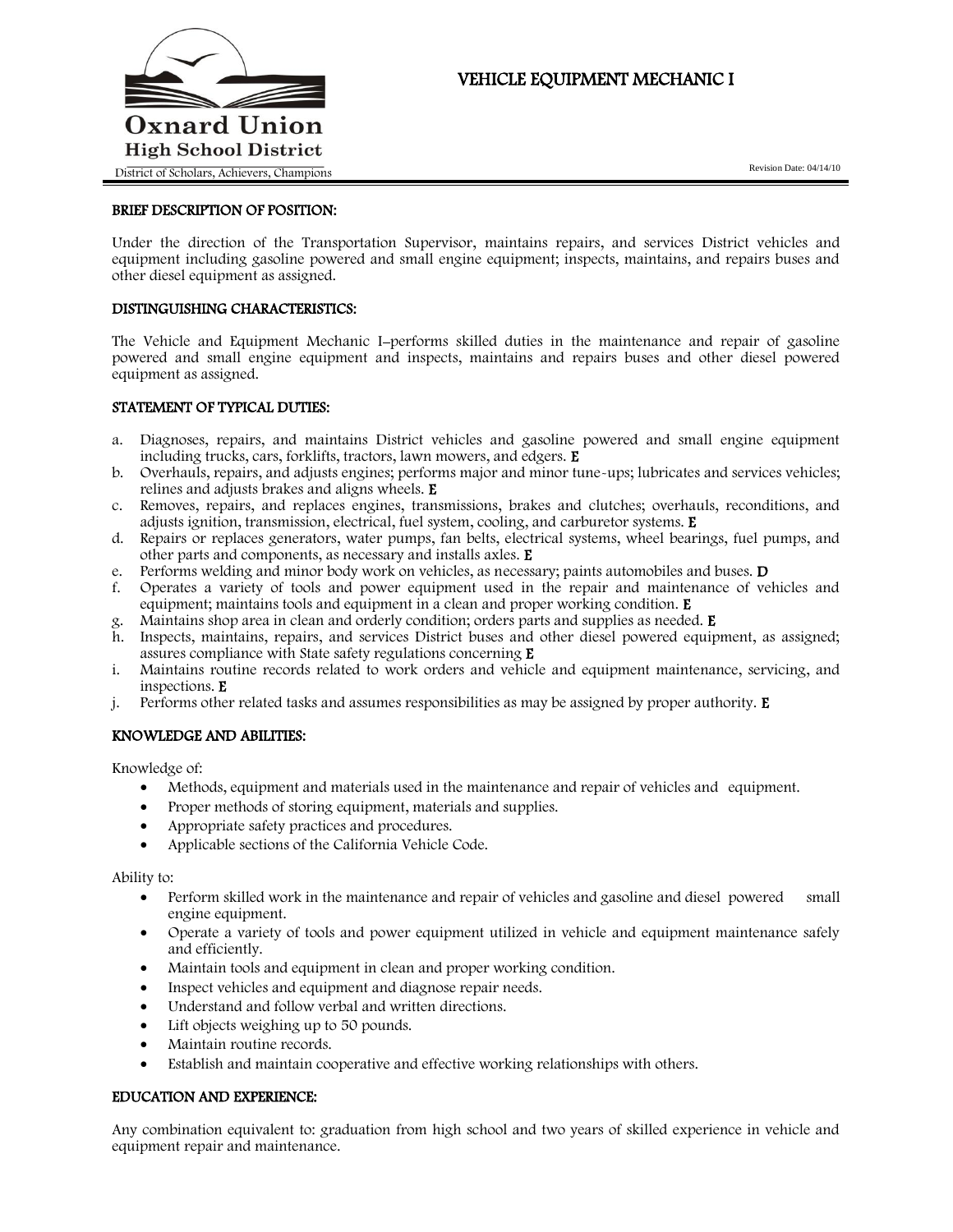Oxnard Union
High School District
District of Scholars, Achievers, Champions

# VEHICLE EQUIPMENT MECHANIC I

Revision Date: 04/14/10

## BRIEF DESCRIPTION OF POSITION:

Under the direction of the Transportation Supervisor, maintains repairs, and services District vehicles and equipment including gasoline powered and small engine equipment; inspects, maintains, and repairs buses and other diesel equipment as assigned.

## DISTINGUISHING CHARACTERISTICS:

The Vehicle and Equipment Mechanic I–performs skilled duties in the maintenance and repair of gasoline powered and small engine equipment and inspects, maintains and repairs buses and other diesel powered equipment as assigned.

## STATEMENT OF TYPICAL DUTIES:

a. Diagnoses, repairs, and maintains District vehicles and gasoline powered and small engine equipment including trucks, cars, forklifts, tractors, lawn mowers, and edgers. **E**
b. Overhauls, repairs, and adjusts engines; performs major and minor tune-ups; lubricates and services vehicles; relines and adjusts brakes and aligns wheels. **E**
c. Removes, repairs, and replaces engines, transmissions, brakes and clutches; overhauls, reconditions, and adjusts ignition, transmission, electrical, fuel system, cooling, and carburetor systems. **E**
d. Repairs or replaces generators, water pumps, fan belts, electrical systems, wheel bearings, fuel pumps, and other parts and components, as necessary and installs axles. **E**
e. Performs welding and minor body work on vehicles, as necessary; paints automobiles and buses. **D**
f. Operates a variety of tools and power equipment used in the repair and maintenance of vehicles and equipment; maintains tools and equipment in a clean and proper working condition. **E**
g. Maintains shop area in clean and orderly condition; orders parts and supplies as needed. **E**
h. Inspects, maintains, repairs, and services District buses and other diesel powered equipment, as assigned; assures compliance with State safety regulations concerning **E**
i. Maintains routine records related to work orders and vehicle and equipment maintenance, servicing, and inspections. **E**
j. Performs other related tasks and assumes responsibilities as may be assigned by proper authority. **E**

## KNOWLEDGE AND ABILITIES:

Knowledge of:

- Methods, equipment and materials used in the maintenance and repair of vehicles and equipment.
- Proper methods of storing equipment, materials and supplies.
- Appropriate safety practices and procedures.
- Applicable sections of the California Vehicle Code.

Ability to:

- Perform skilled work in the maintenance and repair of vehicles and gasoline and diesel powered small engine equipment.
- Operate a variety of tools and power equipment utilized in vehicle and equipment maintenance safely and efficiently.
- Maintain tools and equipment in clean and proper working condition.
- Inspect vehicles and equipment and diagnose repair needs.
- Understand and follow verbal and written directions.
- Lift objects weighing up to 50 pounds.
- Maintain routine records.
- Establish and maintain cooperative and effective working relationships with others.

## EDUCATION AND EXPERIENCE:

Any combination equivalent to: graduation from high school and two years of skilled experience in vehicle and equipment repair and maintenance.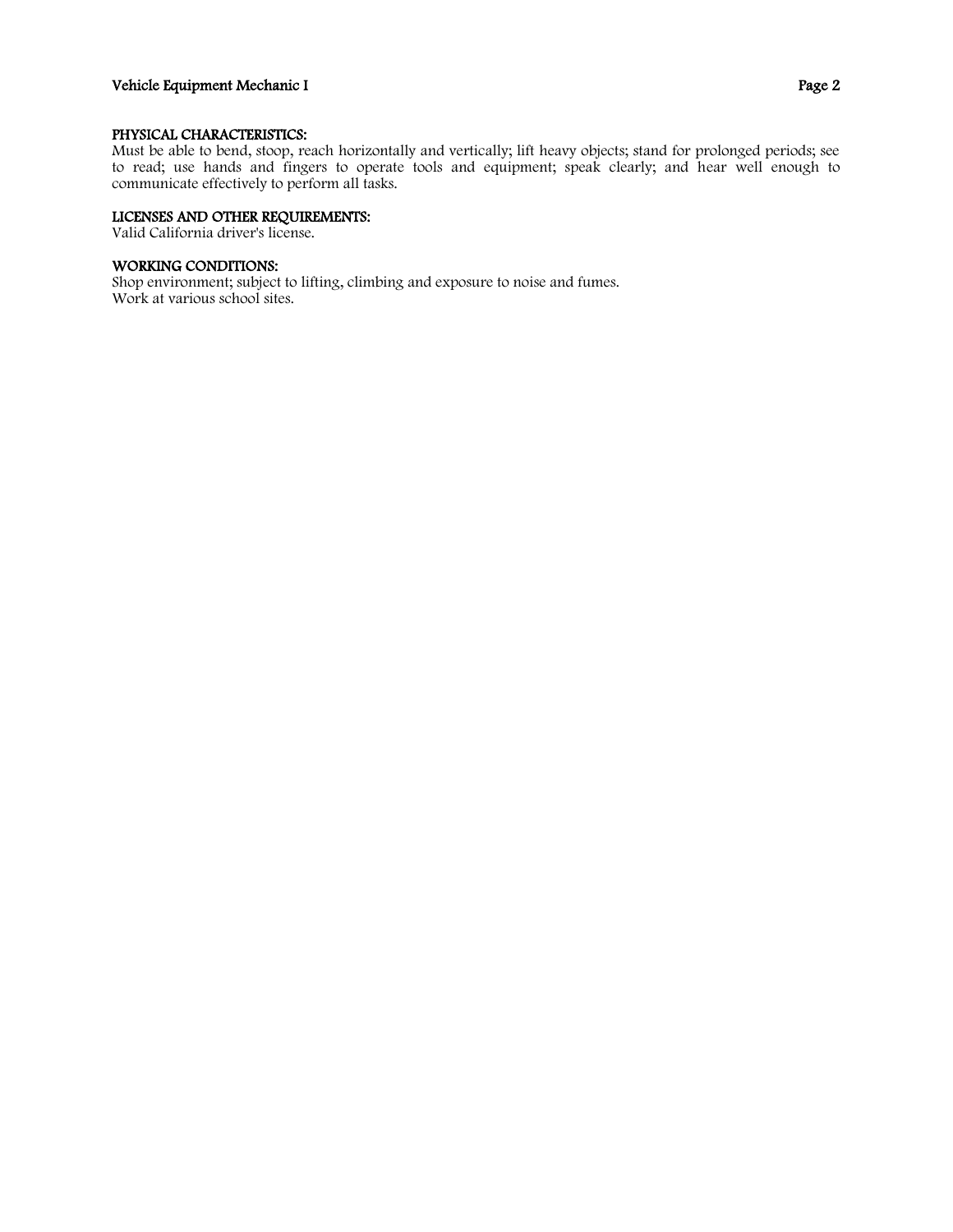**PHYSICAL CHARACTERISTICS:**
Must be able to bend, stoop, reach horizontally and vertically; lift heavy objects; stand for prolonged periods; see to read; use hands and fingers to operate tools and equipment; speak clearly; and hear well enough to communicate effectively to perform all tasks.

**LICENSES AND OTHER REQUIREMENTS:**
Valid California driver's license.

**WORKING CONDITIONS:**
Shop environment; subject to lifting, climbing and exposure to noise and fumes.
Work at various school sites.